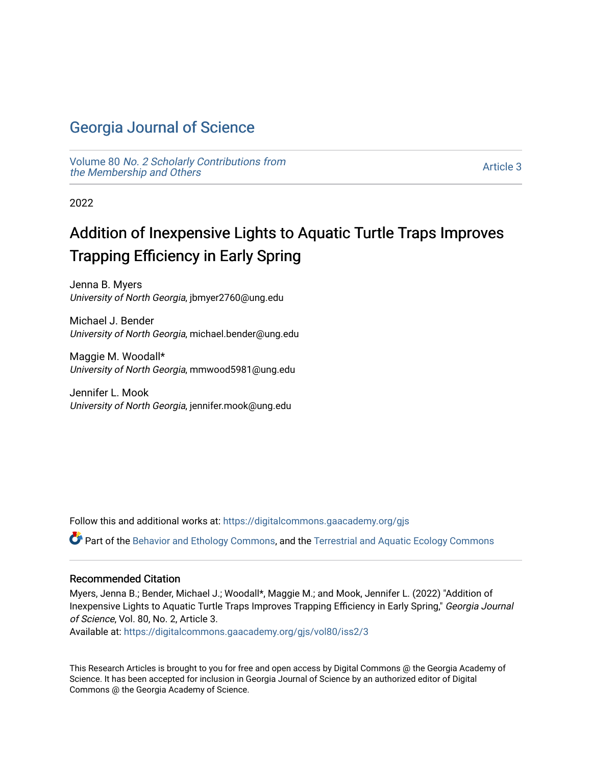# Georgia Journal of Science

Volume 80 *No. 2 Scholarly Contributions from the Membership and Others*

Article 3

2022

## Addition of Inexpensive Lights to Aquatic Turtle Traps Improves Trapping Efficiency in Early Spring

Jenna B. Myers
*University of North Georgia*, jbmyer2760@ung.edu

Michael J. Bender
*University of North Georgia*, michael.bender@ung.edu

Maggie M. Woodall*
*University of North Georgia*, mmwood5981@ung.edu

Jennifer L. Mook
*University of North Georgia*, jennifer.mook@ung.edu

Follow this and additional works at: https://digitalcommons.gaacademy.org/gjs

Part of the Behavior and Ethology Commons, and the Terrestrial and Aquatic Ecology Commons

### Recommended Citation

Myers, Jenna B.; Bender, Michael J.; Woodall*, Maggie M.; and Mook, Jennifer L. (2022) "Addition of Inexpensive Lights to Aquatic Turtle Traps Improves Trapping Efficiency in Early Spring," *Georgia Journal of Science*, Vol. 80, No. 2, Article 3.
Available at: https://digitalcommons.gaacademy.org/gjs/vol80/iss2/3

This Research Articles is brought to you for free and open access by Digital Commons @ the Georgia Academy of Science. It has been accepted for inclusion in Georgia Journal of Science by an authorized editor of Digital Commons @ the Georgia Academy of Science.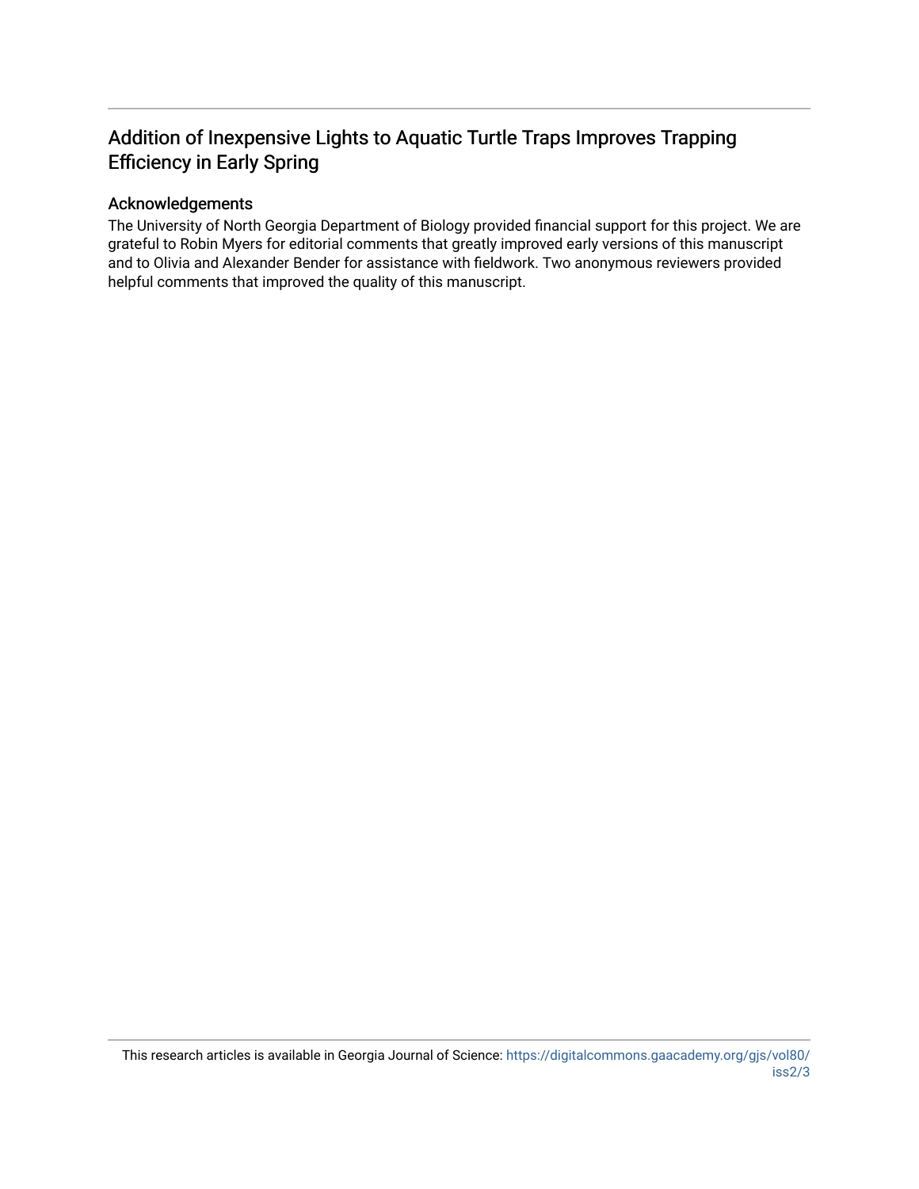## Addition of Inexpensive Lights to Aquatic Turtle Traps Improves Trapping Efficiency in Early Spring

### Acknowledgements

The University of North Georgia Department of Biology provided financial support for this project. We are grateful to Robin Myers for editorial comments that greatly improved early versions of this manuscript and to Olivia and Alexander Bender for assistance with fieldwork. Two anonymous reviewers provided helpful comments that improved the quality of this manuscript.

This research articles is available in Georgia Journal of Science: https://digitalcommons.gaacademy.org/gjs/vol80/iss2/3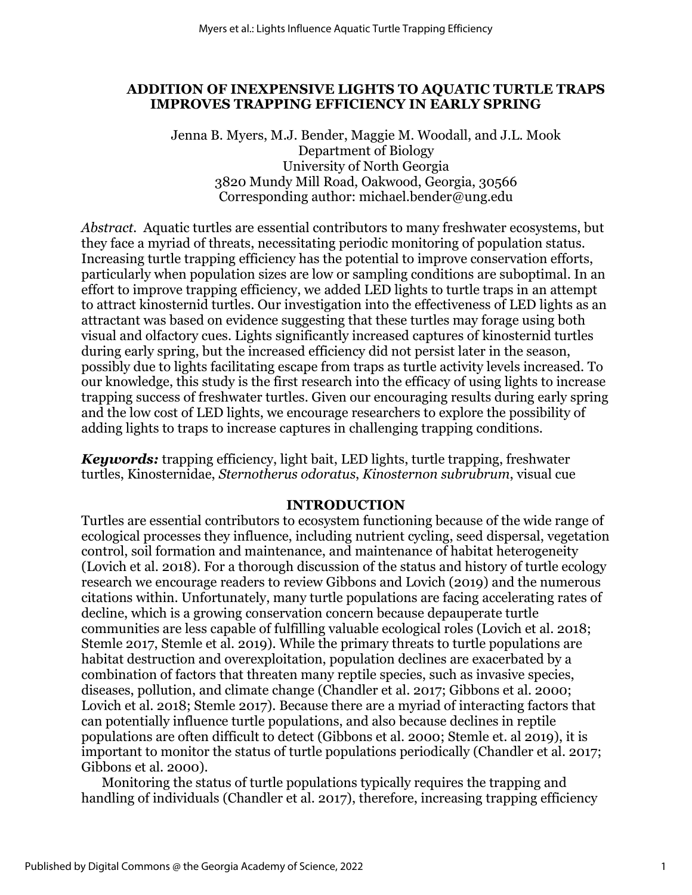# ADDITION OF INEXPENSIVE LIGHTS TO AQUATIC TURTLE TRAPS IMPROVES TRAPPING EFFICIENCY IN EARLY SPRING

Jenna B. Myers, M.J. Bender, Maggie M. Woodall, and J.L. Mook
Department of Biology
University of North Georgia
3820 Mundy Mill Road, Oakwood, Georgia, 30566
Corresponding author: michael.bender@ung.edu

*Abstract.* Aquatic turtles are essential contributors to many freshwater ecosystems, but they face a myriad of threats, necessitating periodic monitoring of population status. Increasing turtle trapping efficiency has the potential to improve conservation efforts, particularly when population sizes are low or sampling conditions are suboptimal. In an effort to improve trapping efficiency, we added LED lights to turtle traps in an attempt to attract kinosternid turtles. Our investigation into the effectiveness of LED lights as an attractant was based on evidence suggesting that these turtles may forage using both visual and olfactory cues. Lights significantly increased captures of kinosternid turtles during early spring, but the increased efficiency did not persist later in the season, possibly due to lights facilitating escape from traps as turtle activity levels increased. To our knowledge, this study is the first research into the efficacy of using lights to increase trapping success of freshwater turtles. Given our encouraging results during early spring and the low cost of LED lights, we encourage researchers to explore the possibility of adding lights to traps to increase captures in challenging trapping conditions.

***Keywords:*** trapping efficiency, light bait, LED lights, turtle trapping, freshwater turtles, Kinosternidae, *Sternotherus odoratus*, *Kinosternon subrubrum*, visual cue

## INTRODUCTION

Turtles are essential contributors to ecosystem functioning because of the wide range of ecological processes they influence, including nutrient cycling, seed dispersal, vegetation control, soil formation and maintenance, and maintenance of habitat heterogeneity (Lovich et al. 2018). For a thorough discussion of the status and history of turtle ecology research we encourage readers to review Gibbons and Lovich (2019) and the numerous citations within. Unfortunately, many turtle populations are facing accelerating rates of decline, which is a growing conservation concern because depauperate turtle communities are less capable of fulfilling valuable ecological roles (Lovich et al. 2018; Stemle 2017, Stemle et al. 2019). While the primary threats to turtle populations are habitat destruction and overexploitation, population declines are exacerbated by a combination of factors that threaten many reptile species, such as invasive species, diseases, pollution, and climate change (Chandler et al. 2017; Gibbons et al. 2000; Lovich et al. 2018; Stemle 2017). Because there are a myriad of interacting factors that can potentially influence turtle populations, and also because declines in reptile populations are often difficult to detect (Gibbons et al. 2000; Stemle et. al 2019), it is important to monitor the status of turtle populations periodically (Chandler et al. 2017; Gibbons et al. 2000).

Monitoring the status of turtle populations typically requires the trapping and handling of individuals (Chandler et al. 2017), therefore, increasing trapping efficiency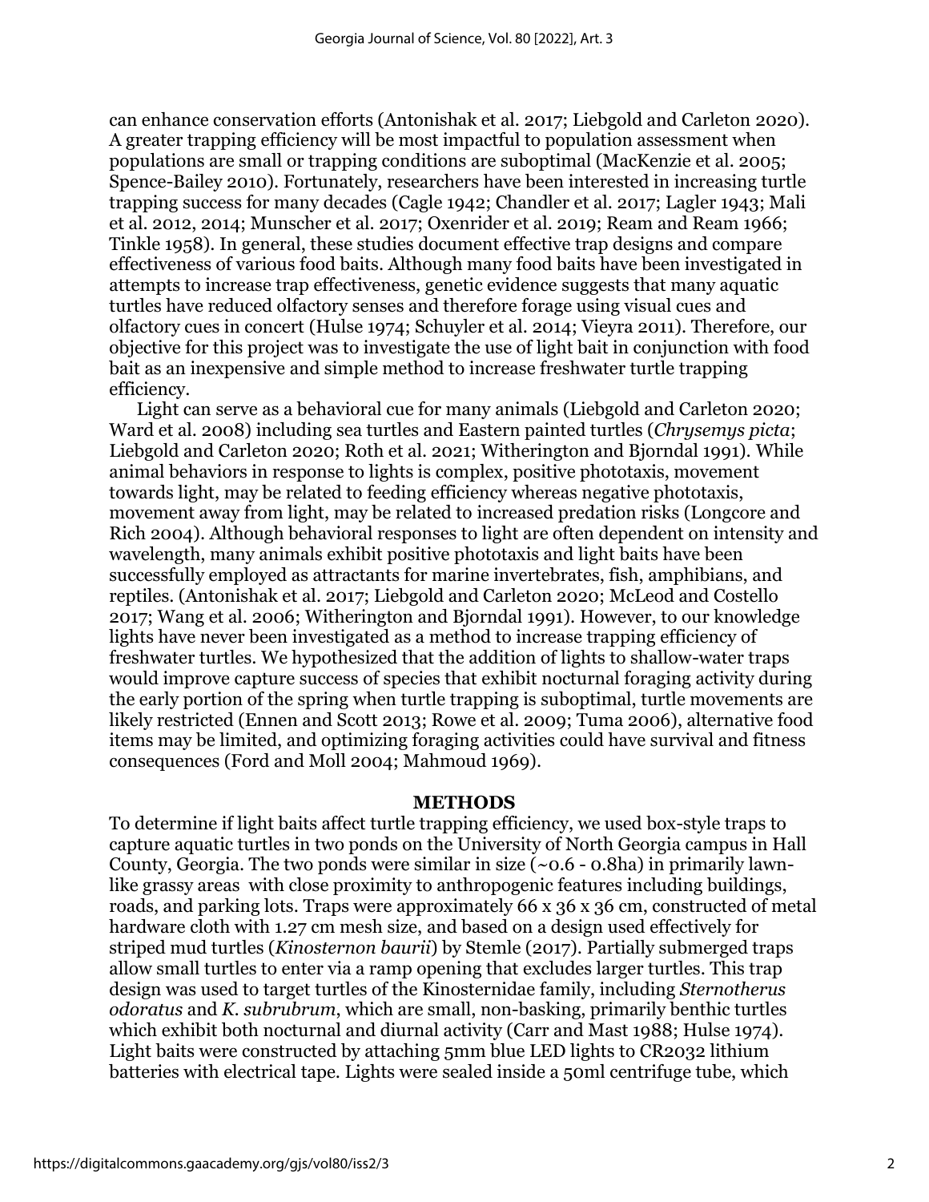can enhance conservation efforts (Antonishak et al. 2017; Liebgold and Carleton 2020). A greater trapping efficiency will be most impactful to population assessment when populations are small or trapping conditions are suboptimal (MacKenzie et al. 2005; Spence-Bailey 2010). Fortunately, researchers have been interested in increasing turtle trapping success for many decades (Cagle 1942; Chandler et al. 2017; Lagler 1943; Mali et al. 2012, 2014; Munscher et al. 2017; Oxenrider et al. 2019; Ream and Ream 1966; Tinkle 1958). In general, these studies document effective trap designs and compare effectiveness of various food baits. Although many food baits have been investigated in attempts to increase trap effectiveness, genetic evidence suggests that many aquatic turtles have reduced olfactory senses and therefore forage using visual cues and olfactory cues in concert (Hulse 1974; Schuyler et al. 2014; Vieyra 2011). Therefore, our objective for this project was to investigate the use of light bait in conjunction with food bait as an inexpensive and simple method to increase freshwater turtle trapping efficiency.

Light can serve as a behavioral cue for many animals (Liebgold and Carleton 2020; Ward et al. 2008) including sea turtles and Eastern painted turtles (*Chrysemys picta*; Liebgold and Carleton 2020; Roth et al. 2021; Witherington and Bjorndal 1991). While animal behaviors in response to lights is complex, positive phototaxis, movement towards light, may be related to feeding efficiency whereas negative phototaxis, movement away from light, may be related to increased predation risks (Longcore and Rich 2004). Although behavioral responses to light are often dependent on intensity and wavelength, many animals exhibit positive phototaxis and light baits have been successfully employed as attractants for marine invertebrates, fish, amphibians, and reptiles. (Antonishak et al. 2017; Liebgold and Carleton 2020; McLeod and Costello 2017; Wang et al. 2006; Witherington and Bjorndal 1991). However, to our knowledge lights have never been investigated as a method to increase trapping efficiency of freshwater turtles. We hypothesized that the addition of lights to shallow-water traps would improve capture success of species that exhibit nocturnal foraging activity during the early portion of the spring when turtle trapping is suboptimal, turtle movements are likely restricted (Ennen and Scott 2013; Rowe et al. 2009; Tuma 2006), alternative food items may be limited, and optimizing foraging activities could have survival and fitness consequences (Ford and Moll 2004; Mahmoud 1969).

## METHODS

To determine if light baits affect turtle trapping efficiency, we used box-style traps to capture aquatic turtles in two ponds on the University of North Georgia campus in Hall County, Georgia. The two ponds were similar in size (~0.6 - 0.8ha) in primarily lawn-like grassy areas with close proximity to anthropogenic features including buildings, roads, and parking lots. Traps were approximately 66 x 36 x 36 cm, constructed of metal hardware cloth with 1.27 cm mesh size, and based on a design used effectively for striped mud turtles (*Kinosternon baurii*) by Stemle (2017). Partially submerged traps allow small turtles to enter via a ramp opening that excludes larger turtles. This trap design was used to target turtles of the Kinosternidae family, including *Sternotherus odoratus* and *K. subrubrum*, which are small, non-basking, primarily benthic turtles which exhibit both nocturnal and diurnal activity (Carr and Mast 1988; Hulse 1974). Light baits were constructed by attaching 5mm blue LED lights to CR2032 lithium batteries with electrical tape. Lights were sealed inside a 50ml centrifuge tube, which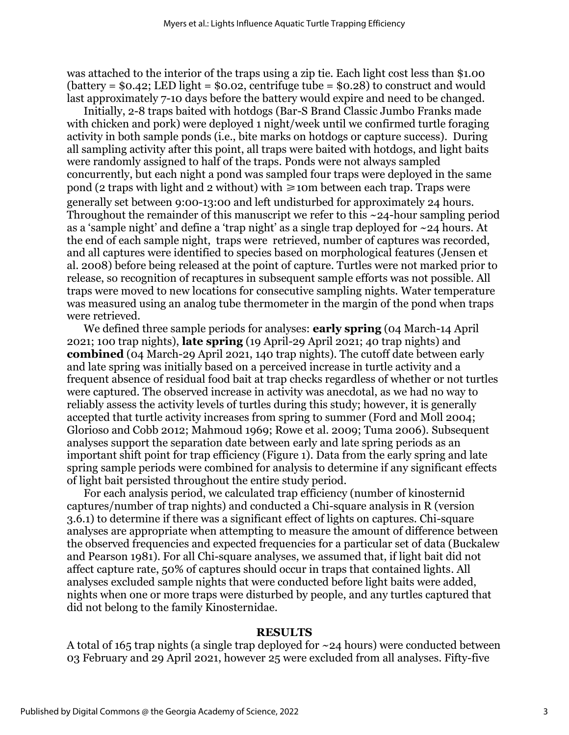was attached to the interior of the traps using a zip tie. Each light cost less than $1.00 (battery = $0.42; LED light = $0.02, centrifuge tube = $0.28) to construct and would last approximately 7-10 days before the battery would expire and need to be changed.

Initially, 2-8 traps baited with hotdogs (Bar-S Brand Classic Jumbo Franks made with chicken and pork) were deployed 1 night/week until we confirmed turtle foraging activity in both sample ponds (i.e., bite marks on hotdogs or capture success). During all sampling activity after this point, all traps were baited with hotdogs, and light baits were randomly assigned to half of the traps. Ponds were not always sampled concurrently, but each night a pond was sampled four traps were deployed in the same pond (2 traps with light and 2 without) with ⩾10m between each trap. Traps were generally set between 9:00-13:00 and left undisturbed for approximately 24 hours. Throughout the remainder of this manuscript we refer to this ~24-hour sampling period as a 'sample night' and define a 'trap night' as a single trap deployed for ~24 hours. At the end of each sample night, traps were retrieved, number of captures was recorded, and all captures were identified to species based on morphological features (Jensen et al. 2008) before being released at the point of capture. Turtles were not marked prior to release, so recognition of recaptures in subsequent sample efforts was not possible. All traps were moved to new locations for consecutive sampling nights. Water temperature was measured using an analog tube thermometer in the margin of the pond when traps were retrieved.

We defined three sample periods for analyses: **early spring** (04 March-14 April 2021; 100 trap nights), **late spring** (19 April-29 April 2021; 40 trap nights) and **combined** (04 March-29 April 2021, 140 trap nights). The cutoff date between early and late spring was initially based on a perceived increase in turtle activity and a frequent absence of residual food bait at trap checks regardless of whether or not turtles were captured. The observed increase in activity was anecdotal, as we had no way to reliably assess the activity levels of turtles during this study; however, it is generally accepted that turtle activity increases from spring to summer (Ford and Moll 2004; Glorioso and Cobb 2012; Mahmoud 1969; Rowe et al. 2009; Tuma 2006). Subsequent analyses support the separation date between early and late spring periods as an important shift point for trap efficiency (Figure 1). Data from the early spring and late spring sample periods were combined for analysis to determine if any significant effects of light bait persisted throughout the entire study period.

For each analysis period, we calculated trap efficiency (number of kinosternid captures/number of trap nights) and conducted a Chi-square analysis in R (version 3.6.1) to determine if there was a significant effect of lights on captures. Chi-square analyses are appropriate when attempting to measure the amount of difference between the observed frequencies and expected frequencies for a particular set of data (Buckalew and Pearson 1981). For all Chi-square analyses, we assumed that, if light bait did not affect capture rate, 50% of captures should occur in traps that contained lights. All analyses excluded sample nights that were conducted before light baits were added, nights when one or more traps were disturbed by people, and any turtles captured that did not belong to the family Kinosternidae.

## RESULTS

A total of 165 trap nights (a single trap deployed for ~24 hours) were conducted between 03 February and 29 April 2021, however 25 were excluded from all analyses. Fifty-five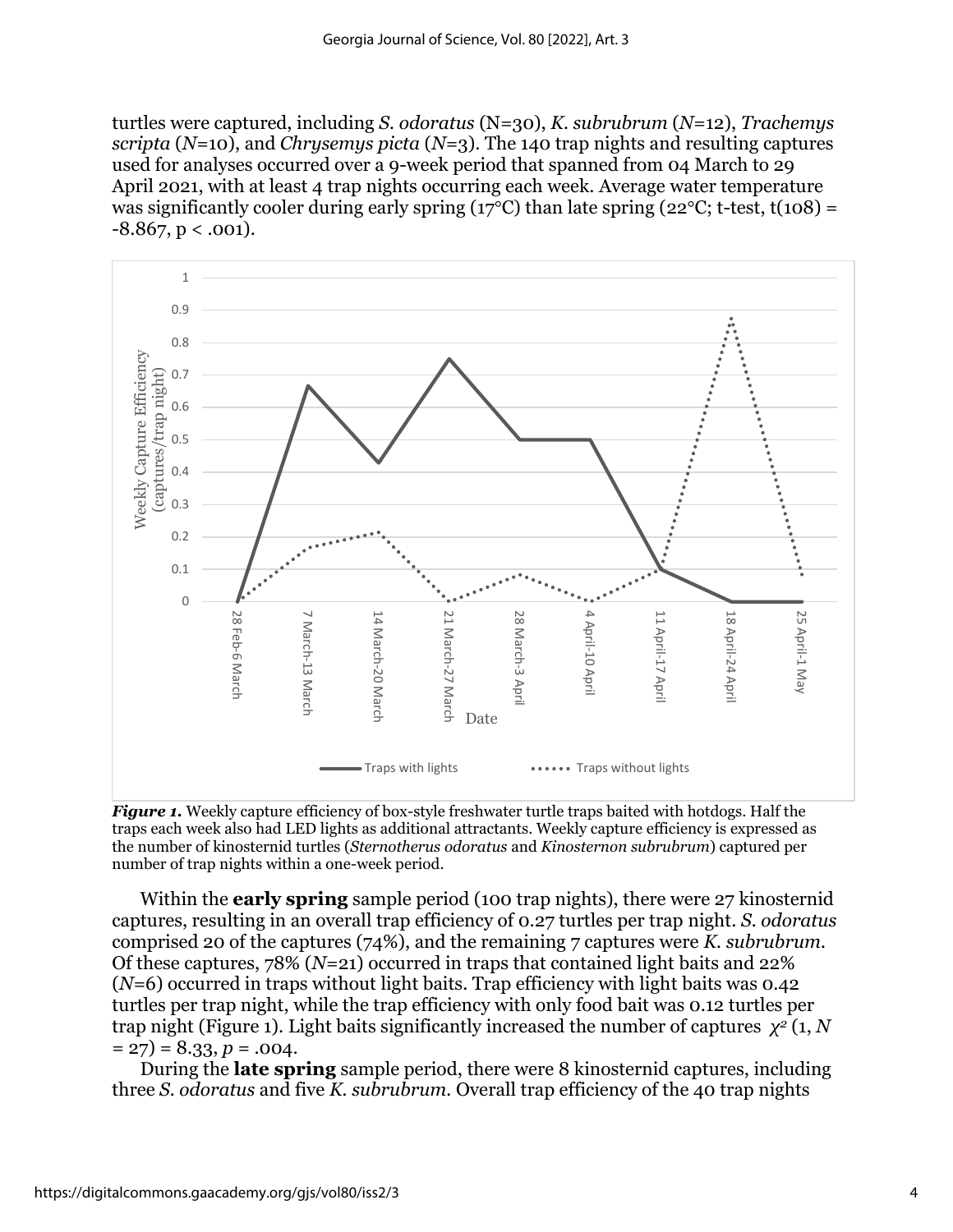turtles were captured, including *S. odoratus* (N=30), *K. subrubrum* (*N*=12), *Trachemys scripta* (*N*=10), and *Chrysemys picta* (*N*=3). The 140 trap nights and resulting captures used for analyses occurred over a 9-week period that spanned from 04 March to 29 April 2021, with at least 4 trap nights occurring each week. Average water temperature was significantly cooler during early spring (17°C) than late spring (22°C; t-test, $t(108) = -8.867$, $p < .001$).

***Figure 1.*** Weekly capture efficiency of box-style freshwater turtle traps baited with hotdogs. Half the traps each week also had LED lights as additional attractants. Weekly capture efficiency is expressed as the number of kinosternid turtles (*Sternotherus odoratus* and *Kinosternon subrubrum*) captured per number of trap nights within a one-week period.

Within the **early spring** sample period (100 trap nights), there were 27 kinosternid captures, resulting in an overall trap efficiency of 0.27 turtles per trap night. *S. odoratus* comprised 20 of the captures (74%), and the remaining 7 captures were *K. subrubrum*. Of these captures, 78% (*N*=21) occurred in traps that contained light baits and 22% (*N*=6) occurred in traps without light baits. Trap efficiency with light baits was 0.42 turtles per trap night, while the trap efficiency with only food bait was 0.12 turtles per trap night (Figure 1). Light baits significantly increased the number of captures $\chi^2$ (1, *N* = 27) = 8.33, *p* = .004.

During the **late spring** sample period, there were 8 kinosternid captures, including three *S. odoratus* and five *K. subrubrum*. Overall trap efficiency of the 40 trap nights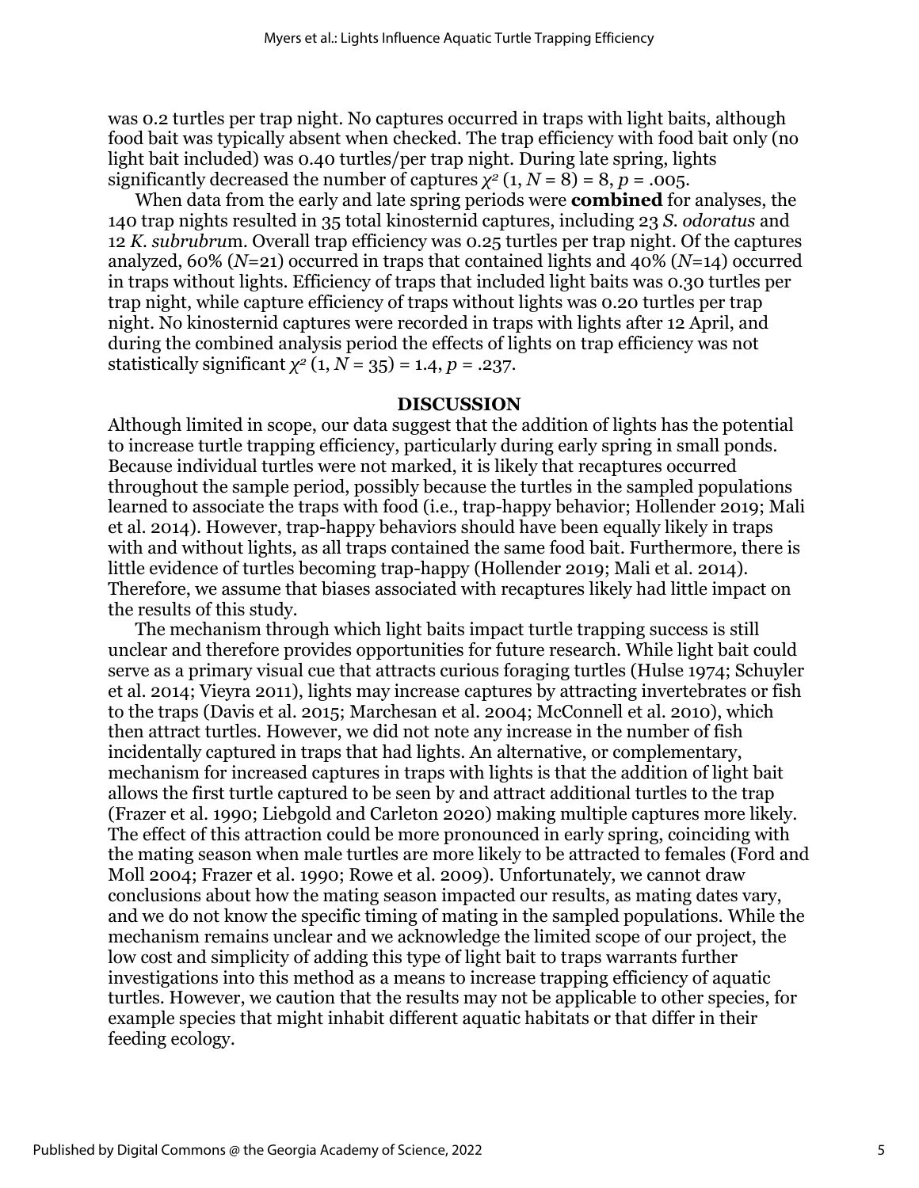was 0.2 turtles per trap night. No captures occurred in traps with light baits, although food bait was typically absent when checked. The trap efficiency with food bait only (no light bait included) was 0.40 turtles/per trap night. During late spring, lights significantly decreased the number of captures $\chi^2$ (1, $N$ = 8) = 8, $p$ = .005.

When data from the early and late spring periods were **combined** for analyses, the 140 trap nights resulted in 35 total kinosternid captures, including 23 *S. odoratus* and 12 *K. subrubru*m. Overall trap efficiency was 0.25 turtles per trap night. Of the captures analyzed, 60% ($N$=21) occurred in traps that contained lights and 40% ($N$=14) occurred in traps without lights. Efficiency of traps that included light baits was 0.30 turtles per trap night, while capture efficiency of traps without lights was 0.20 turtles per trap night. No kinosternid captures were recorded in traps with lights after 12 April, and during the combined analysis period the effects of lights on trap efficiency was not statistically significant $\chi^2$ (1, $N$ = 35) = 1.4, $p$ = .237.

## DISCUSSION

Although limited in scope, our data suggest that the addition of lights has the potential to increase turtle trapping efficiency, particularly during early spring in small ponds. Because individual turtles were not marked, it is likely that recaptures occurred throughout the sample period, possibly because the turtles in the sampled populations learned to associate the traps with food (i.e., trap-happy behavior; Hollender 2019; Mali et al. 2014). However, trap-happy behaviors should have been equally likely in traps with and without lights, as all traps contained the same food bait. Furthermore, there is little evidence of turtles becoming trap-happy (Hollender 2019; Mali et al. 2014). Therefore, we assume that biases associated with recaptures likely had little impact on the results of this study.

The mechanism through which light baits impact turtle trapping success is still unclear and therefore provides opportunities for future research. While light bait could serve as a primary visual cue that attracts curious foraging turtles (Hulse 1974; Schuyler et al. 2014; Vieyra 2011), lights may increase captures by attracting invertebrates or fish to the traps (Davis et al. 2015; Marchesan et al. 2004; McConnell et al. 2010), which then attract turtles. However, we did not note any increase in the number of fish incidentally captured in traps that had lights. An alternative, or complementary, mechanism for increased captures in traps with lights is that the addition of light bait allows the first turtle captured to be seen by and attract additional turtles to the trap (Frazer et al. 1990; Liebgold and Carleton 2020) making multiple captures more likely. The effect of this attraction could be more pronounced in early spring, coinciding with the mating season when male turtles are more likely to be attracted to females (Ford and Moll 2004; Frazer et al. 1990; Rowe et al. 2009). Unfortunately, we cannot draw conclusions about how the mating season impacted our results, as mating dates vary, and we do not know the specific timing of mating in the sampled populations. While the mechanism remains unclear and we acknowledge the limited scope of our project, the low cost and simplicity of adding this type of light bait to traps warrants further investigations into this method as a means to increase trapping efficiency of aquatic turtles. However, we caution that the results may not be applicable to other species, for example species that might inhabit different aquatic habitats or that differ in their feeding ecology.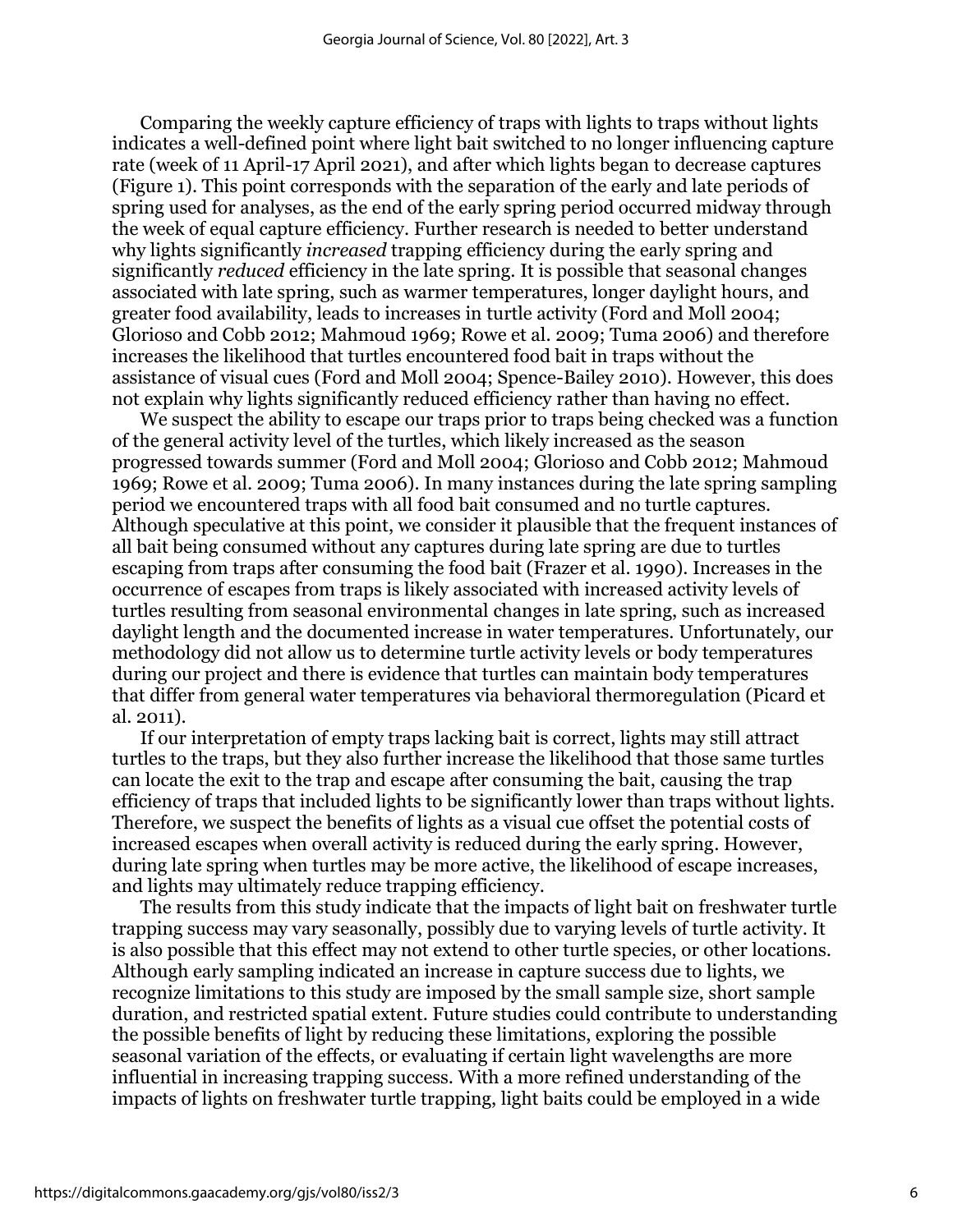Comparing the weekly capture efficiency of traps with lights to traps without lights indicates a well-defined point where light bait switched to no longer influencing capture rate (week of 11 April-17 April 2021), and after which lights began to decrease captures (Figure 1). This point corresponds with the separation of the early and late periods of spring used for analyses, as the end of the early spring period occurred midway through the week of equal capture efficiency. Further research is needed to better understand why lights significantly *increased* trapping efficiency during the early spring and significantly *reduced* efficiency in the late spring. It is possible that seasonal changes associated with late spring, such as warmer temperatures, longer daylight hours, and greater food availability, leads to increases in turtle activity (Ford and Moll 2004; Glorioso and Cobb 2012; Mahmoud 1969; Rowe et al. 2009; Tuma 2006) and therefore increases the likelihood that turtles encountered food bait in traps without the assistance of visual cues (Ford and Moll 2004; Spence-Bailey 2010). However, this does not explain why lights significantly reduced efficiency rather than having no effect.

We suspect the ability to escape our traps prior to traps being checked was a function of the general activity level of the turtles, which likely increased as the season progressed towards summer (Ford and Moll 2004; Glorioso and Cobb 2012; Mahmoud 1969; Rowe et al. 2009; Tuma 2006). In many instances during the late spring sampling period we encountered traps with all food bait consumed and no turtle captures. Although speculative at this point, we consider it plausible that the frequent instances of all bait being consumed without any captures during late spring are due to turtles escaping from traps after consuming the food bait (Frazer et al. 1990). Increases in the occurrence of escapes from traps is likely associated with increased activity levels of turtles resulting from seasonal environmental changes in late spring, such as increased daylight length and the documented increase in water temperatures. Unfortunately, our methodology did not allow us to determine turtle activity levels or body temperatures during our project and there is evidence that turtles can maintain body temperatures that differ from general water temperatures via behavioral thermoregulation (Picard et al. 2011).

If our interpretation of empty traps lacking bait is correct, lights may still attract turtles to the traps, but they also further increase the likelihood that those same turtles can locate the exit to the trap and escape after consuming the bait, causing the trap efficiency of traps that included lights to be significantly lower than traps without lights. Therefore, we suspect the benefits of lights as a visual cue offset the potential costs of increased escapes when overall activity is reduced during the early spring. However, during late spring when turtles may be more active, the likelihood of escape increases, and lights may ultimately reduce trapping efficiency.

The results from this study indicate that the impacts of light bait on freshwater turtle trapping success may vary seasonally, possibly due to varying levels of turtle activity. It is also possible that this effect may not extend to other turtle species, or other locations. Although early sampling indicated an increase in capture success due to lights, we recognize limitations to this study are imposed by the small sample size, short sample duration, and restricted spatial extent. Future studies could contribute to understanding the possible benefits of light by reducing these limitations, exploring the possible seasonal variation of the effects, or evaluating if certain light wavelengths are more influential in increasing trapping success. With a more refined understanding of the impacts of lights on freshwater turtle trapping, light baits could be employed in a wide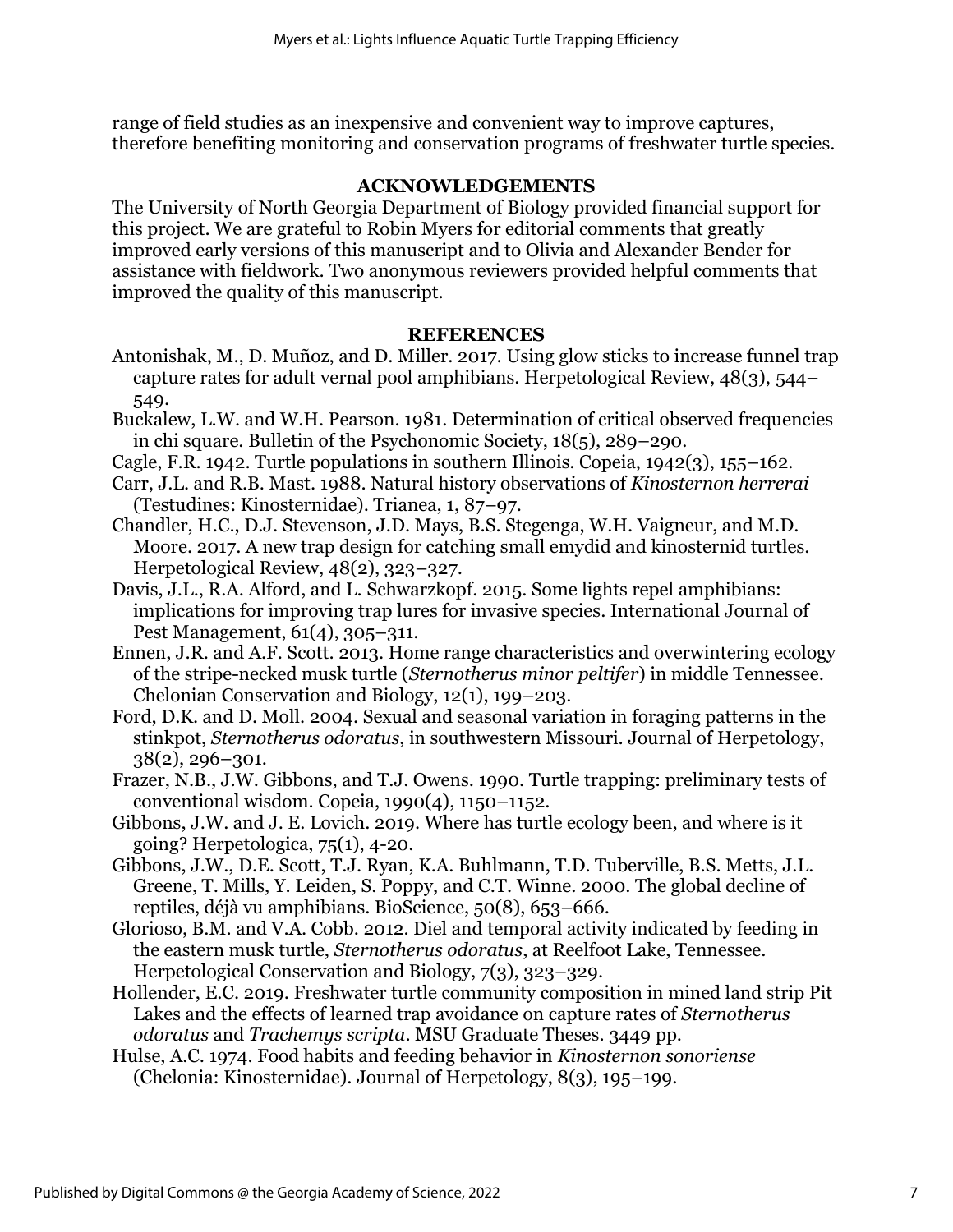range of field studies as an inexpensive and convenient way to improve captures, therefore benefiting monitoring and conservation programs of freshwater turtle species.

## ACKNOWLEDGEMENTS

The University of North Georgia Department of Biology provided financial support for this project. We are grateful to Robin Myers for editorial comments that greatly improved early versions of this manuscript and to Olivia and Alexander Bender for assistance with fieldwork. Two anonymous reviewers provided helpful comments that improved the quality of this manuscript.

## REFERENCES

Antonishak, M., D. Muñoz, and D. Miller. 2017. Using glow sticks to increase funnel trap capture rates for adult vernal pool amphibians. Herpetological Review, 48(3), 544–549.

Buckalew, L.W. and W.H. Pearson. 1981. Determination of critical observed frequencies in chi square. Bulletin of the Psychonomic Society, 18(5), 289–290.

Cagle, F.R. 1942. Turtle populations in southern Illinois. Copeia, 1942(3), 155–162.

Carr, J.L. and R.B. Mast. 1988. Natural history observations of *Kinosternon herrerai* (Testudines: Kinosternidae). Trianea, 1, 87–97.

Chandler, H.C., D.J. Stevenson, J.D. Mays, B.S. Stegenga, W.H. Vaigneur, and M.D. Moore. 2017. A new trap design for catching small emydid and kinosternid turtles. Herpetological Review, 48(2), 323–327.

Davis, J.L., R.A. Alford, and L. Schwarzkopf. 2015. Some lights repel amphibians: implications for improving trap lures for invasive species. International Journal of Pest Management, 61(4), 305–311.

Ennen, J.R. and A.F. Scott. 2013. Home range characteristics and overwintering ecology of the stripe-necked musk turtle (*Sternotherus minor peltifer*) in middle Tennessee. Chelonian Conservation and Biology, 12(1), 199–203.

Ford, D.K. and D. Moll. 2004. Sexual and seasonal variation in foraging patterns in the stinkpot, *Sternotherus odoratus*, in southwestern Missouri. Journal of Herpetology, 38(2), 296–301.

Frazer, N.B., J.W. Gibbons, and T.J. Owens. 1990. Turtle trapping: preliminary tests of conventional wisdom. Copeia, 1990(4), 1150–1152.

Gibbons, J.W. and J. E. Lovich. 2019. Where has turtle ecology been, and where is it going? Herpetologica, 75(1), 4-20.

Gibbons, J.W., D.E. Scott, T.J. Ryan, K.A. Buhlmann, T.D. Tuberville, B.S. Metts, J.L. Greene, T. Mills, Y. Leiden, S. Poppy, and C.T. Winne. 2000. The global decline of reptiles, déjà vu amphibians. BioScience, 50(8), 653–666.

Glorioso, B.M. and V.A. Cobb. 2012. Diel and temporal activity indicated by feeding in the eastern musk turtle, *Sternotherus odoratus*, at Reelfoot Lake, Tennessee. Herpetological Conservation and Biology, 7(3), 323–329.

Hollender, E.C. 2019. Freshwater turtle community composition in mined land strip Pit Lakes and the effects of learned trap avoidance on capture rates of *Sternotherus odoratus* and *Trachemys scripta*. MSU Graduate Theses. 3449 pp.

Hulse, A.C. 1974. Food habits and feeding behavior in *Kinosternon sonoriense* (Chelonia: Kinosternidae). Journal of Herpetology, 8(3), 195–199.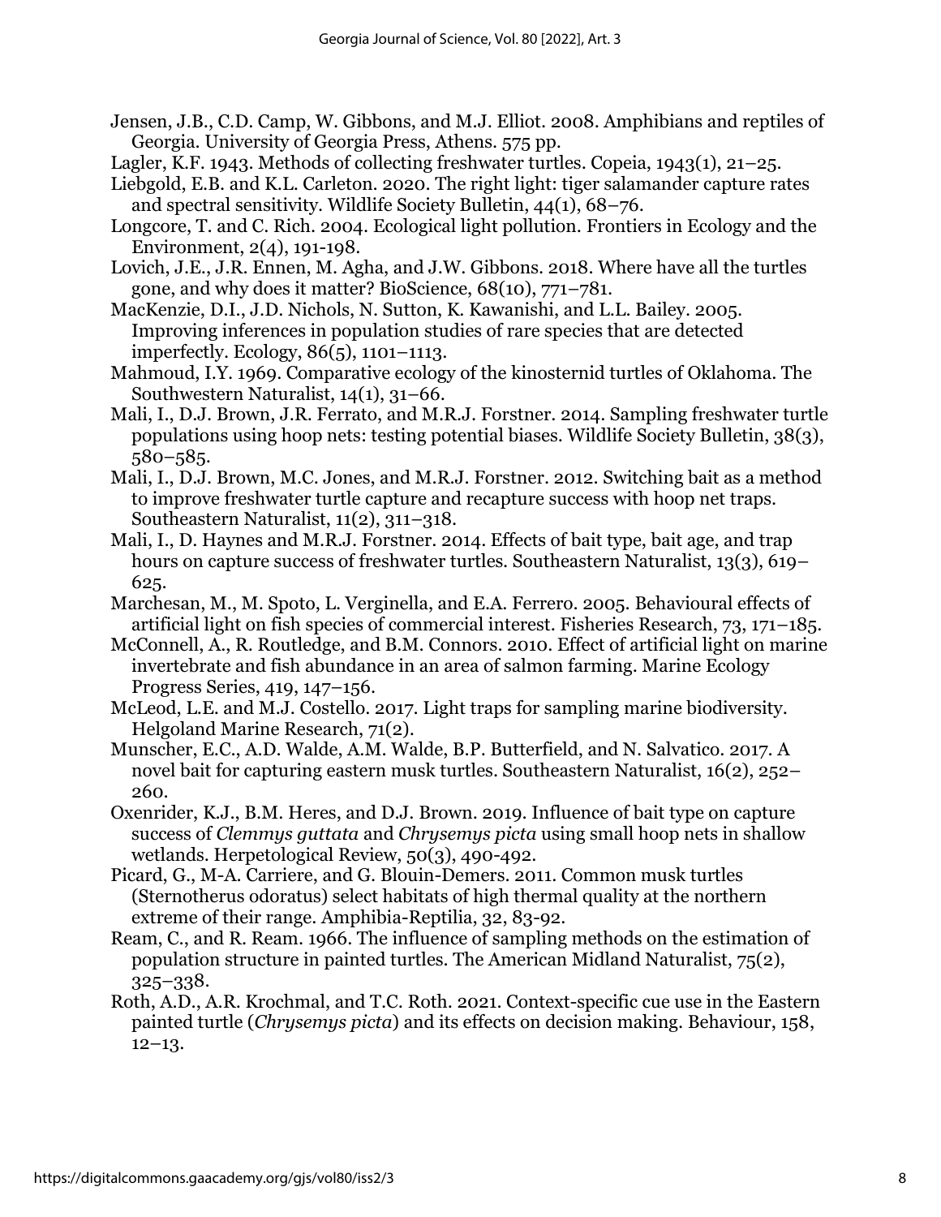Jensen, J.B., C.D. Camp, W. Gibbons, and M.J. Elliot. 2008. Amphibians and reptiles of Georgia. University of Georgia Press, Athens. 575 pp.

Lagler, K.F. 1943. Methods of collecting freshwater turtles. Copeia, 1943(1), 21–25.

Liebgold, E.B. and K.L. Carleton. 2020. The right light: tiger salamander capture rates and spectral sensitivity. Wildlife Society Bulletin, 44(1), 68–76.

Longcore, T. and C. Rich. 2004. Ecological light pollution. Frontiers in Ecology and the Environment, 2(4), 191-198.

Lovich, J.E., J.R. Ennen, M. Agha, and J.W. Gibbons. 2018. Where have all the turtles gone, and why does it matter? BioScience, 68(10), 771–781.

MacKenzie, D.I., J.D. Nichols, N. Sutton, K. Kawanishi, and L.L. Bailey. 2005. Improving inferences in population studies of rare species that are detected imperfectly. Ecology, 86(5), 1101–1113.

Mahmoud, I.Y. 1969. Comparative ecology of the kinosternid turtles of Oklahoma. The Southwestern Naturalist, 14(1), 31–66.

Mali, I., D.J. Brown, J.R. Ferrato, and M.R.J. Forstner. 2014. Sampling freshwater turtle populations using hoop nets: testing potential biases. Wildlife Society Bulletin, 38(3), 580–585.

Mali, I., D.J. Brown, M.C. Jones, and M.R.J. Forstner. 2012. Switching bait as a method to improve freshwater turtle capture and recapture success with hoop net traps. Southeastern Naturalist, 11(2), 311–318.

Mali, I., D. Haynes and M.R.J. Forstner. 2014. Effects of bait type, bait age, and trap hours on capture success of freshwater turtles. Southeastern Naturalist, 13(3), 619–625.

Marchesan, M., M. Spoto, L. Verginella, and E.A. Ferrero. 2005. Behavioural effects of artificial light on fish species of commercial interest. Fisheries Research, 73, 171–185.

McConnell, A., R. Routledge, and B.M. Connors. 2010. Effect of artificial light on marine invertebrate and fish abundance in an area of salmon farming. Marine Ecology Progress Series, 419, 147–156.

McLeod, L.E. and M.J. Costello. 2017. Light traps for sampling marine biodiversity. Helgoland Marine Research, 71(2).

Munscher, E.C., A.D. Walde, A.M. Walde, B.P. Butterfield, and N. Salvatico. 2017. A novel bait for capturing eastern musk turtles. Southeastern Naturalist, 16(2), 252–260.

Oxenrider, K.J., B.M. Heres, and D.J. Brown. 2019. Influence of bait type on capture success of *Clemmys guttata* and *Chrysemys picta* using small hoop nets in shallow wetlands. Herpetological Review, 50(3), 490-492.

Picard, G., M-A. Carriere, and G. Blouin-Demers. 2011. Common musk turtles (Sternotherus odoratus) select habitats of high thermal quality at the northern extreme of their range. Amphibia-Reptilia, 32, 83-92.

Ream, C., and R. Ream. 1966. The influence of sampling methods on the estimation of population structure in painted turtles. The American Midland Naturalist, 75(2), 325–338.

Roth, A.D., A.R. Krochmal, and T.C. Roth. 2021. Context-specific cue use in the Eastern painted turtle (*Chrysemys picta*) and its effects on decision making. Behaviour, 158, 12–13.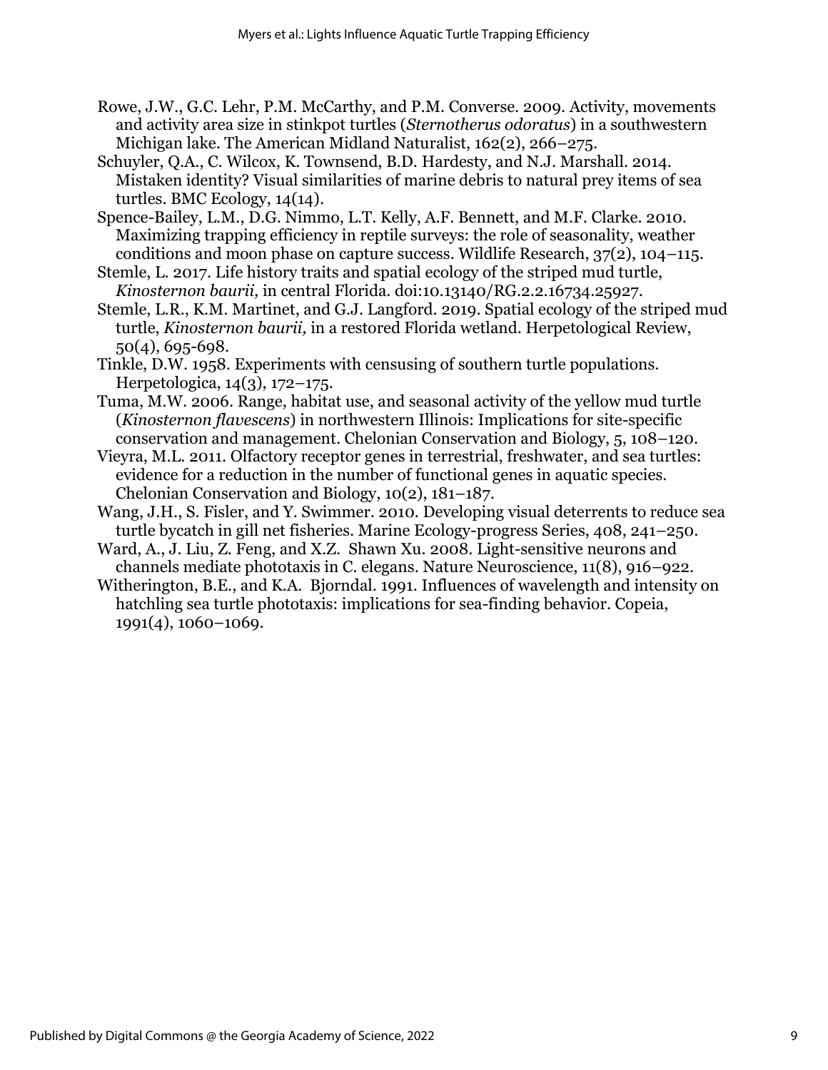Rowe, J.W., G.C. Lehr, P.M. McCarthy, and P.M. Converse. 2009. Activity, movements and activity area size in stinkpot turtles (*Sternotherus odoratus*) in a southwestern Michigan lake. The American Midland Naturalist, 162(2), 266–275.

Schuyler, Q.A., C. Wilcox, K. Townsend, B.D. Hardesty, and N.J. Marshall. 2014. Mistaken identity? Visual similarities of marine debris to natural prey items of sea turtles. BMC Ecology, 14(14).

Spence-Bailey, L.M., D.G. Nimmo, L.T. Kelly, A.F. Bennett, and M.F. Clarke. 2010. Maximizing trapping efficiency in reptile surveys: the role of seasonality, weather conditions and moon phase on capture success. Wildlife Research, 37(2), 104–115.

Stemle, L. 2017. Life history traits and spatial ecology of the striped mud turtle, *Kinosternon baurii,* in central Florida. doi:10.13140/RG.2.2.16734.25927.

Stemle, L.R., K.M. Martinet, and G.J. Langford. 2019. Spatial ecology of the striped mud turtle, *Kinosternon baurii,* in a restored Florida wetland. Herpetological Review, 50(4), 695-698.

Tinkle, D.W. 1958. Experiments with censusing of southern turtle populations. Herpetologica, 14(3), 172–175.

Tuma, M.W. 2006. Range, habitat use, and seasonal activity of the yellow mud turtle (*Kinosternon flavescens*) in northwestern Illinois: Implications for site-specific conservation and management. Chelonian Conservation and Biology, 5, 108–120.

Vieyra, M.L. 2011. Olfactory receptor genes in terrestrial, freshwater, and sea turtles: evidence for a reduction in the number of functional genes in aquatic species. Chelonian Conservation and Biology, 10(2), 181–187.

Wang, J.H., S. Fisler, and Y. Swimmer. 2010. Developing visual deterrents to reduce sea turtle bycatch in gill net fisheries. Marine Ecology-progress Series, 408, 241–250.

Ward, A., J. Liu, Z. Feng, and X.Z. Shawn Xu. 2008. Light-sensitive neurons and channels mediate phototaxis in C. elegans. Nature Neuroscience, 11(8), 916–922.

Witherington, B.E., and K.A. Bjorndal. 1991. Influences of wavelength and intensity on hatchling sea turtle phototaxis: implications for sea-finding behavior. Copeia, 1991(4), 1060–1069.